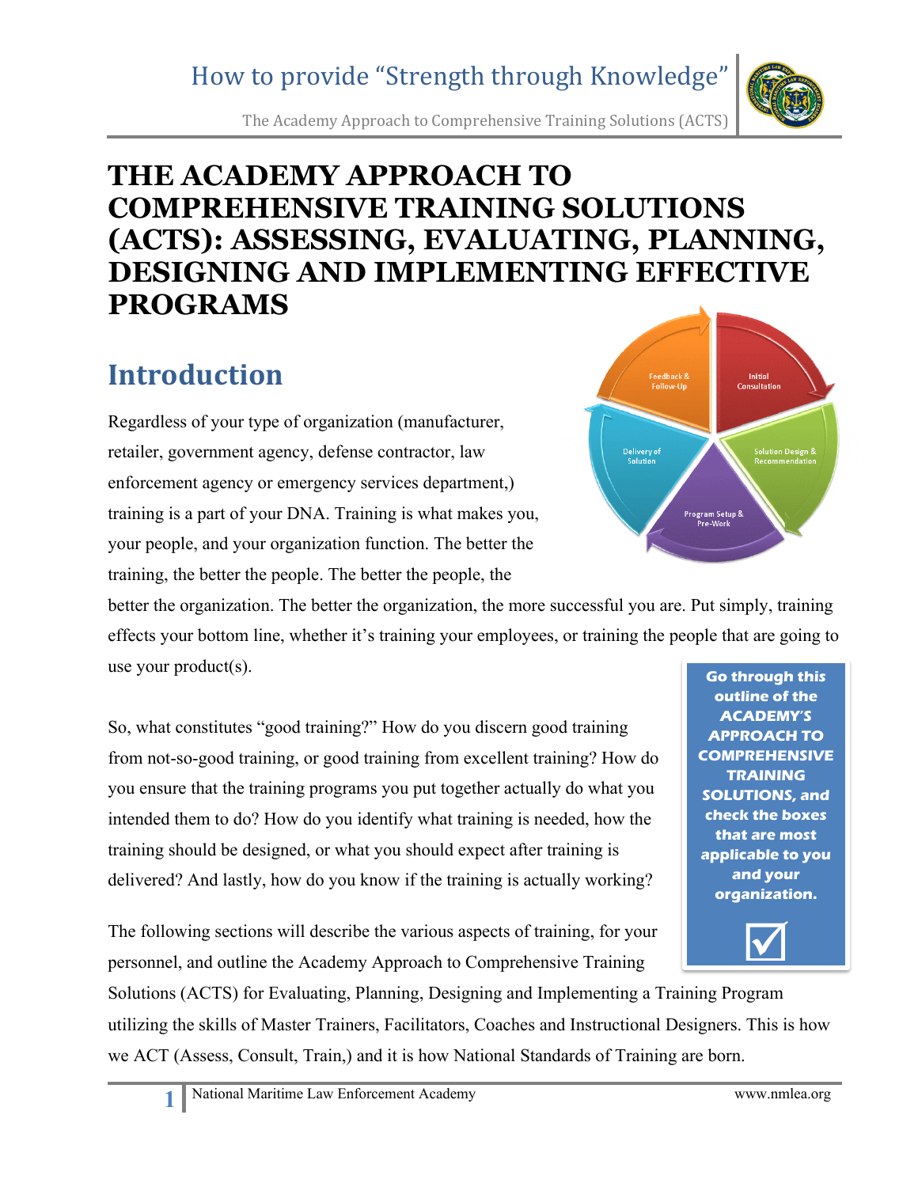# THE ACADEMY APPROACH TO COMPREHENSIVE TRAINING SOLUTIONS (ACTS): ASSESSING, EVALUATING, PLANNING, DESIGNING AND IMPLEMENTING EFFECTIVE PROGRAMS

## Introduction

Regardless of your type of organization (manufacturer, retailer, government agency, defense contractor, law enforcement agency or emergency services department,) training is a part of your DNA. Training is what makes you, your people, and your organization function. The better the training, the better the people. The better the people, the better the organization. The better the organization, the more successful you are. Put simply, training effects your bottom line, whether it's training your employees, or training the people that are going to use your product(s).

So, what constitutes "good training?" How do you discern good training from not-so-good training, or good training from excellent training? How do you ensure that the training programs you put together actually do what you intended them to do? How do you identify what training is needed, how the training should be designed, or what you should expect after training is delivered? And lastly, how do you know if the training is actually working?

**Go through this outline of the ACADEMY'S APPROACH TO COMPREHENSIVE TRAINING SOLUTIONS, and check the boxes that are most applicable to you and your organization.**

☑

The following sections will describe the various aspects of training, for your personnel, and outline the Academy Approach to Comprehensive Training Solutions (ACTS) for Evaluating, Planning, Designing and Implementing a Training Program utilizing the skills of Master Trainers, Facilitators, Coaches and Instructional Designers. This is how we ACT (Assess, Consult, Train,) and it is how National Standards of Training are born.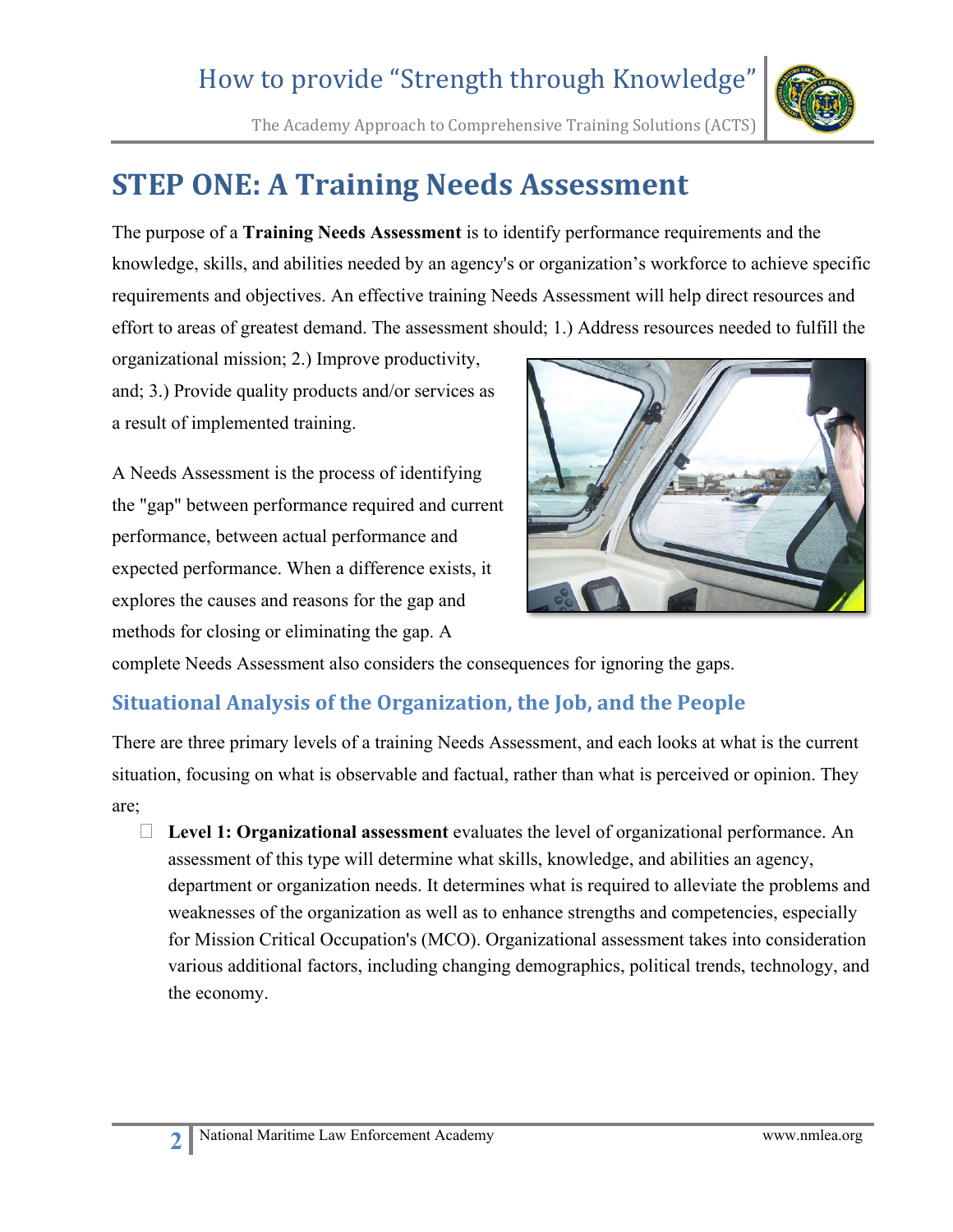# STEP ONE: A Training Needs Assessment

The purpose of a **Training Needs Assessment** is to identify performance requirements and the knowledge, skills, and abilities needed by an agency's or organization's workforce to achieve specific requirements and objectives. An effective training Needs Assessment will help direct resources and effort to areas of greatest demand. The assessment should; 1.) Address resources needed to fulfill the organizational mission; 2.) Improve productivity, and; 3.) Provide quality products and/or services as a result of implemented training.

A Needs Assessment is the process of identifying the "gap" between performance required and current performance, between actual performance and expected performance. When a difference exists, it explores the causes and reasons for the gap and methods for closing or eliminating the gap. A complete Needs Assessment also considers the consequences for ignoring the gaps.

## Situational Analysis of the Organization, the Job, and the People

There are three primary levels of a training Needs Assessment, and each looks at what is the current situation, focusing on what is observable and factual, rather than what is perceived or opinion. They are;

- **Level 1: Organizational assessment** evaluates the level of organizational performance. An assessment of this type will determine what skills, knowledge, and abilities an agency, department or organization needs. It determines what is required to alleviate the problems and weaknesses of the organization as well as to enhance strengths and competencies, especially for Mission Critical Occupation's (MCO). Organizational assessment takes into consideration various additional factors, including changing demographics, political trends, technology, and the economy.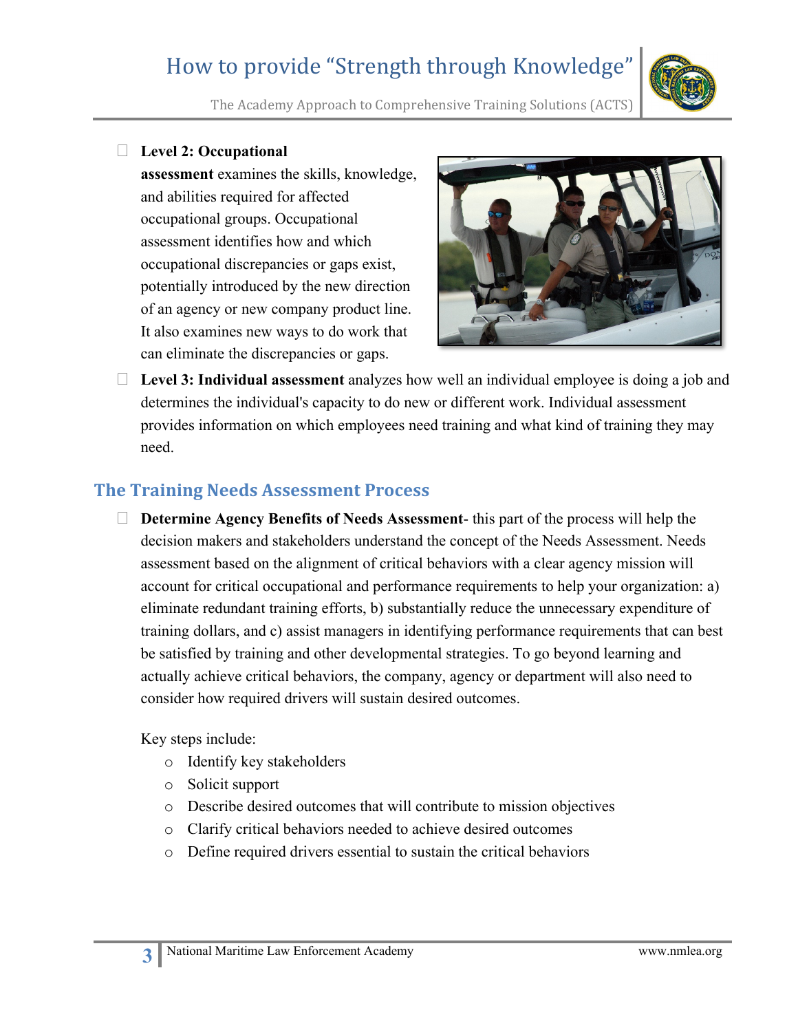- **Level 2: Occupational assessment** examines the skills, knowledge, and abilities required for affected occupational groups. Occupational assessment identifies how and which occupational discrepancies or gaps exist, potentially introduced by the new direction of an agency or new company product line. It also examines new ways to do work that can eliminate the discrepancies or gaps.
- **Level 3: Individual assessment** analyzes how well an individual employee is doing a job and determines the individual's capacity to do new or different work. Individual assessment provides information on which employees need training and what kind of training they may need.

## The Training Needs Assessment Process

- **Determine Agency Benefits of Needs Assessment**- this part of the process will help the decision makers and stakeholders understand the concept of the Needs Assessment. Needs assessment based on the alignment of critical behaviors with a clear agency mission will account for critical occupational and performance requirements to help your organization: a) eliminate redundant training efforts, b) substantially reduce the unnecessary expenditure of training dollars, and c) assist managers in identifying performance requirements that can best be satisfied by training and other developmental strategies. To go beyond learning and actually achieve critical behaviors, the company, agency or department will also need to consider how required drivers will sustain desired outcomes.

  Key steps include:

  - Identify key stakeholders
  - Solicit support
  - Describe desired outcomes that will contribute to mission objectives
  - Clarify critical behaviors needed to achieve desired outcomes
  - Define required drivers essential to sustain the critical behaviors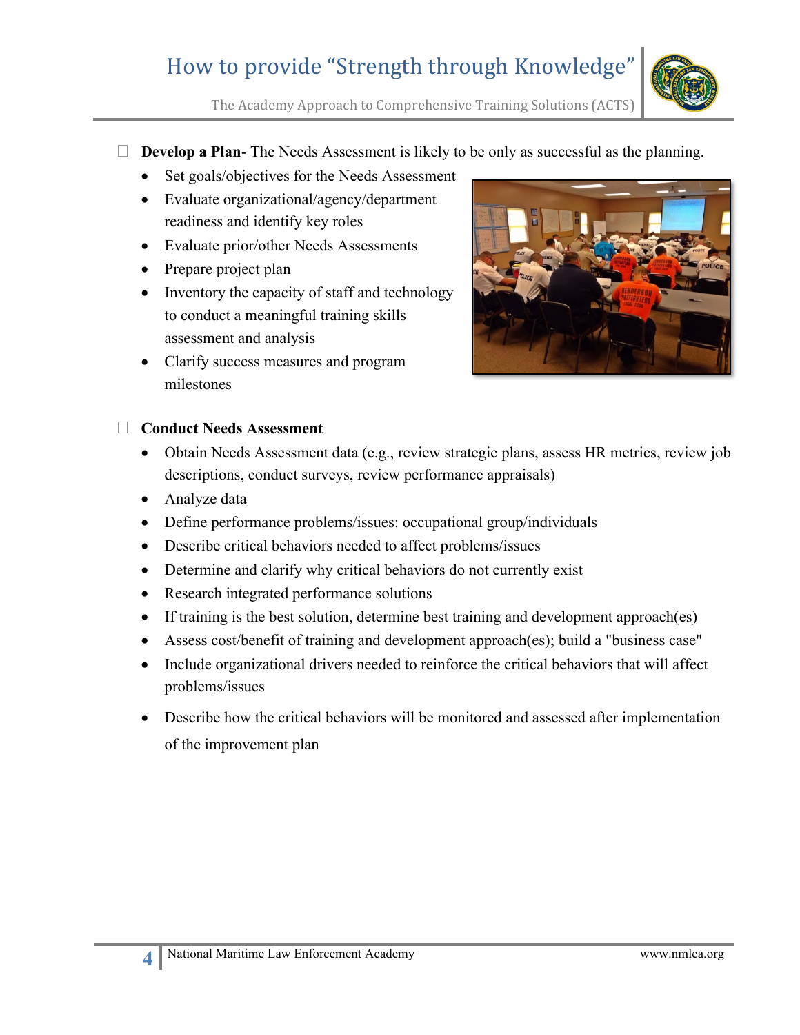- **Develop a Plan**- The Needs Assessment is likely to be only as successful as the planning.
  - Set goals/objectives for the Needs Assessment
  - Evaluate organizational/agency/department readiness and identify key roles
  - Evaluate prior/other Needs Assessments
  - Prepare project plan
  - Inventory the capacity of staff and technology to conduct a meaningful training skills assessment and analysis
  - Clarify success measures and program milestones

- **Conduct Needs Assessment**
  - Obtain Needs Assessment data (e.g., review strategic plans, assess HR metrics, review job descriptions, conduct surveys, review performance appraisals)
  - Analyze data
  - Define performance problems/issues: occupational group/individuals
  - Describe critical behaviors needed to affect problems/issues
  - Determine and clarify why critical behaviors do not currently exist
  - Research integrated performance solutions
  - If training is the best solution, determine best training and development approach(es)
  - Assess cost/benefit of training and development approach(es); build a "business case"
  - Include organizational drivers needed to reinforce the critical behaviors that will affect problems/issues
  - Describe how the critical behaviors will be monitored and assessed after implementation of the improvement plan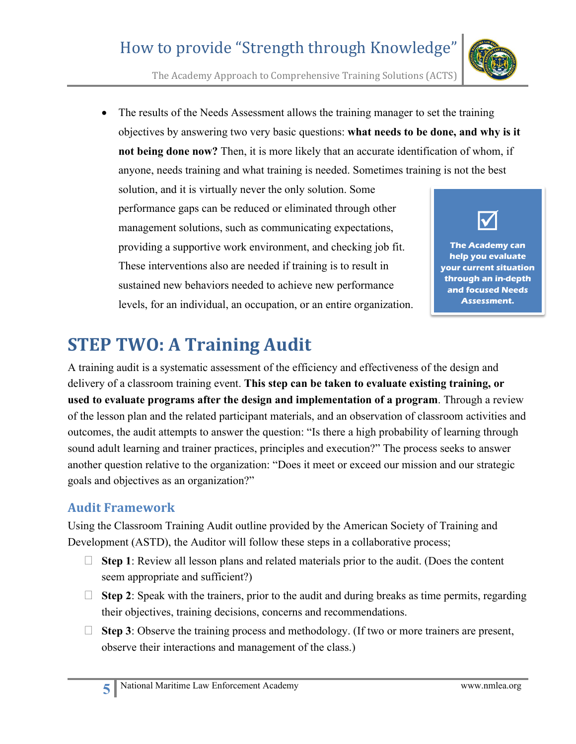- The results of the Needs Assessment allows the training manager to set the training objectives by answering two very basic questions: **what needs to be done, and why is it not being done now?** Then, it is more likely that an accurate identification of whom, if anyone, needs training and what training is needed. Sometimes training is not the best solution, and it is virtually never the only solution. Some performance gaps can be reduced or eliminated through other management solutions, such as communicating expectations, providing a supportive work environment, and checking job fit. These interventions also are needed if training is to result in sustained new behaviors needed to achieve new performance levels, for an individual, an occupation, or an entire organization.

> ☑
>
> **The Academy can help you evaluate your current situation through an in-depth and focused Needs Assessment.**

# STEP TWO: A Training Audit

A training audit is a systematic assessment of the efficiency and effectiveness of the design and delivery of a classroom training event. **This step can be taken to evaluate existing training, or used to evaluate programs after the design and implementation of a program**. Through a review of the lesson plan and the related participant materials, and an observation of classroom activities and outcomes, the audit attempts to answer the question: "Is there a high probability of learning through sound adult learning and trainer practices, principles and execution?" The process seeks to answer another question relative to the organization: "Does it meet or exceed our mission and our strategic goals and objectives as an organization?"

## Audit Framework

Using the Classroom Training Audit outline provided by the American Society of Training and Development (ASTD), the Auditor will follow these steps in a collaborative process;

- **Step 1**: Review all lesson plans and related materials prior to the audit. (Does the content seem appropriate and sufficient?)
- **Step 2**: Speak with the trainers, prior to the audit and during breaks as time permits, regarding their objectives, training decisions, concerns and recommendations.
- **Step 3**: Observe the training process and methodology. (If two or more trainers are present, observe their interactions and management of the class.)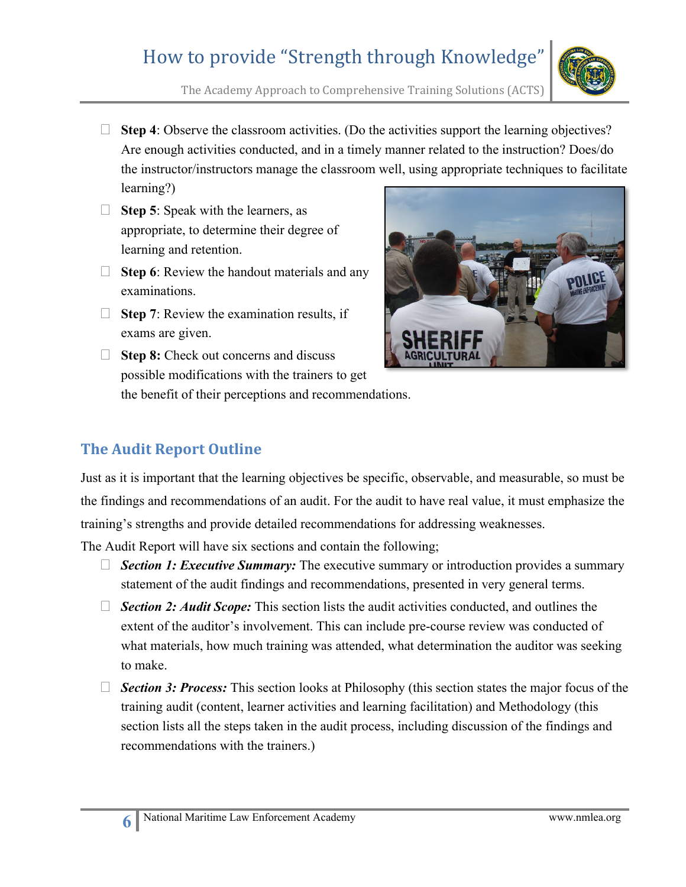- **Step 4**: Observe the classroom activities. (Do the activities support the learning objectives? Are enough activities conducted, and in a timely manner related to the instruction? Does/do the instructor/instructors manage the classroom well, using appropriate techniques to facilitate learning?)
- **Step 5**: Speak with the learners, as appropriate, to determine their degree of learning and retention.
- **Step 6**: Review the handout materials and any examinations.
- **Step 7**: Review the examination results, if exams are given.
- **Step 8:** Check out concerns and discuss possible modifications with the trainers to get the benefit of their perceptions and recommendations.

## The Audit Report Outline

Just as it is important that the learning objectives be specific, observable, and measurable, so must be the findings and recommendations of an audit. For the audit to have real value, it must emphasize the training's strengths and provide detailed recommendations for addressing weaknesses.

The Audit Report will have six sections and contain the following;

- ***Section 1: Executive Summary:*** The executive summary or introduction provides a summary statement of the audit findings and recommendations, presented in very general terms.
- ***Section 2: Audit Scope:*** This section lists the audit activities conducted, and outlines the extent of the auditor's involvement. This can include pre-course review was conducted of what materials, how much training was attended, what determination the auditor was seeking to make.
- ***Section 3: Process:*** This section looks at Philosophy (this section states the major focus of the training audit (content, learner activities and learning facilitation) and Methodology (this section lists all the steps taken in the audit process, including discussion of the findings and recommendations with the trainers.)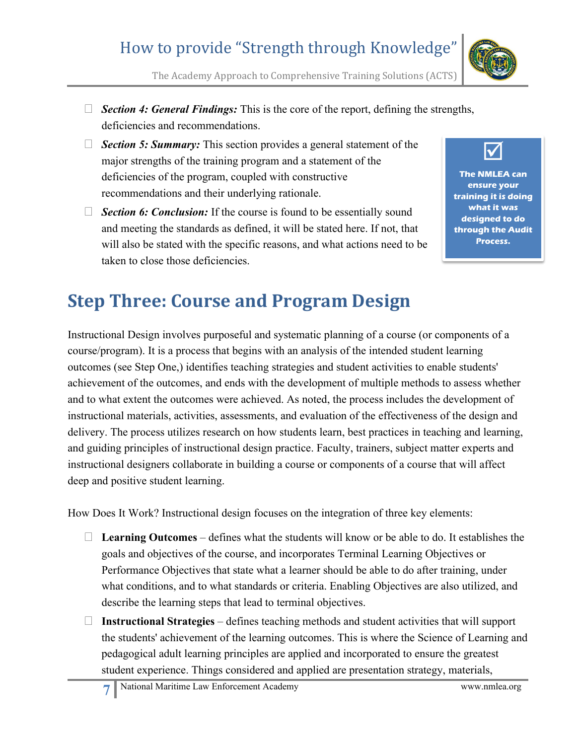- ***Section 4: General Findings:*** This is the core of the report, defining the strengths, deficiencies and recommendations.
- ***Section 5: Summary:*** This section provides a general statement of the major strengths of the training program and a statement of the deficiencies of the program, coupled with constructive recommendations and their underlying rationale.
- ***Section 6: Conclusion:*** If the course is found to be essentially sound and meeting the standards as defined, it will be stated here. If not, that will also be stated with the specific reasons, and what actions need to be taken to close those deficiencies.

☑ **The NMLEA can ensure your training it is doing what it was designed to do through the Audit Process.**

# Step Three: Course and Program Design

Instructional Design involves purposeful and systematic planning of a course (or components of a course/program). It is a process that begins with an analysis of the intended student learning outcomes (see Step One,) identifies teaching strategies and student activities to enable students' achievement of the outcomes, and ends with the development of multiple methods to assess whether and to what extent the outcomes were achieved. As noted, the process includes the development of instructional materials, activities, assessments, and evaluation of the effectiveness of the design and delivery. The process utilizes research on how students learn, best practices in teaching and learning, and guiding principles of instructional design practice. Faculty, trainers, subject matter experts and instructional designers collaborate in building a course or components of a course that will affect deep and positive student learning.

How Does It Work? Instructional design focuses on the integration of three key elements:

- **Learning Outcomes** – defines what the students will know or be able to do. It establishes the goals and objectives of the course, and incorporates Terminal Learning Objectives or Performance Objectives that state what a learner should be able to do after training, under what conditions, and to what standards or criteria. Enabling Objectives are also utilized, and describe the learning steps that lead to terminal objectives.
- **Instructional Strategies** – defines teaching methods and student activities that will support the students' achievement of the learning outcomes. This is where the Science of Learning and pedagogical adult learning principles are applied and incorporated to ensure the greatest student experience. Things considered and applied are presentation strategy, materials,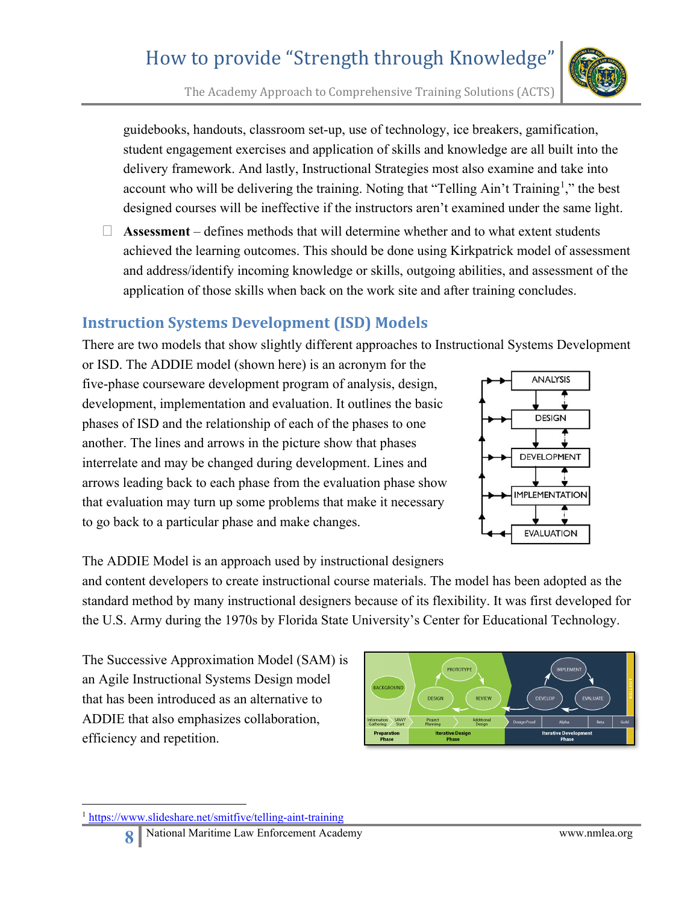guidebooks, handouts, classroom set-up, use of technology, ice breakers, gamification, student engagement exercises and application of skills and knowledge are all built into the delivery framework. And lastly, Instructional Strategies most also examine and take into account who will be delivering the training. Noting that "Telling Ain't Training[1]," the best designed courses will be ineffective if the instructors aren't examined under the same light.

- **Assessment** – defines methods that will determine whether and to what extent students achieved the learning outcomes. This should be done using Kirkpatrick model of assessment and address/identify incoming knowledge or skills, outgoing abilities, and assessment of the application of those skills when back on the work site and after training concludes.

## Instruction Systems Development (ISD) Models

There are two models that show slightly different approaches to Instructional Systems Development or ISD. The ADDIE model (shown here) is an acronym for the five-phase courseware development program of analysis, design, development, implementation and evaluation. It outlines the basic phases of ISD and the relationship of each of the phases to one another. The lines and arrows in the picture show that phases interrelate and may be changed during development. Lines and arrows leading back to each phase from the evaluation phase show that evaluation may turn up some problems that make it necessary to go back to a particular phase and make changes.

The ADDIE Model is an approach used by instructional designers and content developers to create instructional course materials. The model has been adopted as the standard method by many instructional designers because of its flexibility. It was first developed for the U.S. Army during the 1970s by Florida State University's Center for Educational Technology.

The Successive Approximation Model (SAM) is an Agile Instructional Systems Design model that has been introduced as an alternative to ADDIE that also emphasizes collaboration, efficiency and repetition.

[1] https://www.slideshare.net/smitfive/telling-aint-training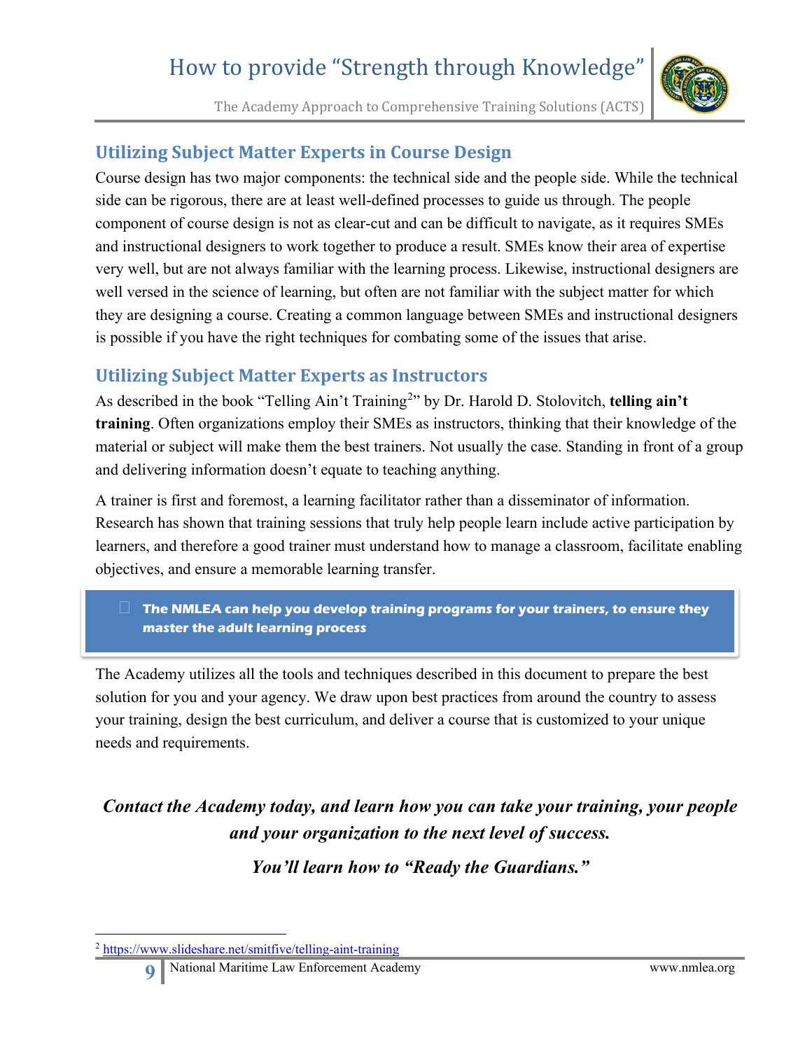## Utilizing Subject Matter Experts in Course Design

Course design has two major components: the technical side and the people side. While the technical side can be rigorous, there are at least well-defined processes to guide us through. The people component of course design is not as clear-cut and can be difficult to navigate, as it requires SMEs and instructional designers to work together to produce a result. SMEs know their area of expertise very well, but are not always familiar with the learning process. Likewise, instructional designers are well versed in the science of learning, but often are not familiar with the subject matter for which they are designing a course. Creating a common language between SMEs and instructional designers is possible if you have the right techniques for combating some of the issues that arise.

## Utilizing Subject Matter Experts as Instructors

As described in the book "Telling Ain't Training[2]" by Dr. Harold D. Stolovitch, **telling ain't training**. Often organizations employ their SMEs as instructors, thinking that their knowledge of the material or subject will make them the best trainers. Not usually the case. Standing in front of a group and delivering information doesn't equate to teaching anything.

A trainer is first and foremost, a learning facilitator rather than a disseminator of information. Research has shown that training sessions that truly help people learn include active participation by learners, and therefore a good trainer must understand how to manage a classroom, facilitate enabling objectives, and ensure a memorable learning transfer.

- ***The NMLEA can help you develop training programs for your trainers, to ensure they master the adult learning process***

The Academy utilizes all the tools and techniques described in this document to prepare the best solution for you and your agency. We draw upon best practices from around the country to assess your training, design the best curriculum, and deliver a course that is customized to your unique needs and requirements.

***Contact the Academy today, and learn how you can take your training, your people and your organization to the next level of success.***

***You'll learn how to "Ready the Guardians."***

---

[2] https://www.slideshare.net/smitfive/telling-aint-training